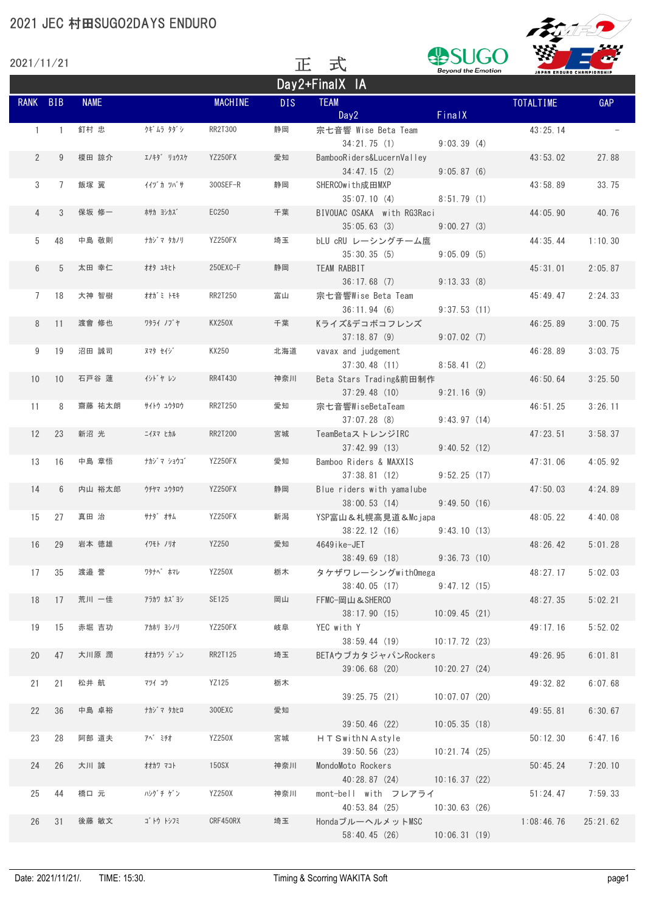# 2021 JEC 村田SUGO2DAYS ENDURO

2021/11/21

正　式

## Day2+FinalX　IA

| RANK | BIB | NAME | | MACHINE | DIS | TEAM | | TOTALTIME | GAP |
|---|---|---|---|---|---|---|---|---|---|
| | | | | | | Day2 | FinalX | | |
| 1 | 1 | 釘村 忠 | ｸｷﾞﾑﾗ ﾀﾀﾞｼ | RR2T300 | 静岡 | 宗七音響 Wise Beta Team | | 43:25.14 | - |
| | | | | | | 34:21.75 (1) | 9:03.39 (4) | | |
| 2 | 9 | 榎田 諒介 | ｴﾉｷﾀﾞ ﾘｮｳｽｹ | YZ250FX | 愛知 | BambooRiders&LucernValley | | 43:53.02 | 27.88 |
| | | | | | | 34:47.15 (2) | 9:05.87 (6) | | |
| 3 | 7 | 飯塚 翼 | ｲｲｽﾞｶ ﾂﾊﾞｻ | 300SEF-R | 静岡 | SHERCOwith成田MXP | | 43:58.89 | 33.75 |
| | | | | | | 35:07.10 (4) | 8:51.79 (1) | | |
| 4 | 3 | 保坂 修一 | ﾎｻｶ ｼｭｳｶｽﾞ | EC250 | 千葉 | BIVOUAC OSAKA　with RG3Raci | | 44:05.90 | 40.76 |
| | | | | | | 35:05.63 (3) | 9:00.27 (3) | | |
| 5 | 48 | 中島 敬則 | ﾅｶｼﾞﾏ ﾀｶﾉﾘ | YZ250FX | 埼玉 | bLU cRU レーシングチーム鷹 | | 44:35.44 | 1:10.30 |
| | | | | | | 35:30.35 (5) | 9:05.09 (5) | | |
| 6 | 5 | 太田 幸仁 | ｵｵﾀ ﾕｷﾋﾄ | 250EXC-F | 静岡 | TEAM RABBIT | | 45:31.01 | 2:05.87 |
| | | | | | | 36:17.68 (7) | 9:13.33 (8) | | |
| 7 | 18 | 大神 智樹 | ｵｵｶﾞﾐ ﾄﾓｷ | RR2T250 | 富山 | 宗七音響Wise Beta Team | | 45:49.47 | 2:24.33 |
| | | | | | | 36:11.94 (6) | 9:37.53 (11) | | |
| 8 | 11 | 渡會 修也 | ﾜﾀﾗｲ ﾉﾌﾞﾔ | KX250X | 千葉 | Kライズ&デコボコフレンズ | | 46:25.89 | 3:00.75 |
| | | | | | | 37:18.87 (9) | 9:07.02 (7) | | |
| 9 | 19 | 沼田 誠司 | ﾇﾏﾀ ｾｲｼﾞ | KX250 | 北海道 | vavax and judgement | | 46:28.89 | 3:03.75 |
| | | | | | | 37:30.48 (11) | 8:58.41 (2) | | |
| 10 | 10 | 石戸谷 蓮 | ｲｼﾄﾞﾔ ﾚﾝ | RR4T430 | 神奈川 | Beta Stars Trading&前田制作 | | 46:50.64 | 3:25.50 |
| | | | | | | 37:29.48 (10) | 9:21.16 (9) | | |
| 11 | 8 | 齋藤 祐太朗 | ｻｲﾄｳ ﾕｳﾀﾛｳ | RR2T250 | 愛知 | 宗七音響WiseBetaTeam | | 46:51.25 | 3:26.11 |
| | | | | | | 37:07.28 (8) | 9:43.97 (14) | | |
| 12 | 23 | 新沼 光 | ﾆｲﾇﾏ ﾋｶﾙ | RR2T200 | 宮城 | TeamBetaストレンジIRC | | 47:23.51 | 3:58.37 |
| | | | | | | 37:42.99 (13) | 9:40.52 (12) | | |
| 13 | 16 | 中島 章悟 | ﾅｶｼﾞﾏ ｼｮｳｺﾞ | YZ250FX | 愛知 | Bamboo Riders & MAXXIS | | 47:31.06 | 4:05.92 |
| | | | | | | 37:38.81 (12) | 9:52.25 (17) | | |
| 14 | 6 | 内山 裕太郎 | ｳﾁﾔﾏ ﾕｳﾀﾛｳ | YZ250FX | 静岡 | Blue riders with yamalube | | 47:50.03 | 4:24.89 |
| | | | | | | 38:00.53 (14) | 9:49.50 (16) | | |
| 15 | 27 | 真田 治 | ｻﾅﾀﾞ ｵｻﾑ | YZ250FX | 新潟 | YSP富山＆札幌高見道＆Mcjapa | | 48:05.22 | 4:40.08 |
| | | | | | | 38:22.12 (16) | 9:43.10 (13) | | |
| 16 | 29 | 岩本 徳雄 | ｲﾜﾓﾄ ﾉﾘｵ | YZ250 | 愛知 | 4649ike-JET | | 48:26.42 | 5:01.28 |
| | | | | | | 38:49.69 (18) | 9:36.73 (10) | | |
| 17 | 35 | 渡邉 誉 | ﾜﾀﾅﾍﾞ ﾎﾏﾚ | YZ250X | 栃木 | タケザワレーシングwithOmega | | 48:27.17 | 5:02.03 |
| | | | | | | 38:40.05 (17) | 9:47.12 (15) | | |
| 18 | 17 | 荒川 一佳 | ｱﾗｶﾜ ｶｽﾞﾖｼ | SE125 | 岡山 | FFMC-岡山＆SHERCO | | 48:27.35 | 5:02.21 |
| | | | | | | 38:17.90 (15) | 10:09.45 (21) | | |
| 19 | 15 | 赤堀 吉功 | ｱｶﾎﾘ ﾖｼﾉﾘ | YZ250FX | 岐阜 | YEC with Y | | 49:17.16 | 5:52.02 |
| | | | | | | 38:59.44 (19) | 10:17.72 (23) | | |
| 20 | 47 | 大川原 潤 | ｵｵｶﾜﾗ ｼﾞｭﾝ | RR2T125 | 埼玉 | BETAウブカタジャパンRockers | | 49:26.95 | 6:01.81 |
| | | | | | | 39:06.68 (20) | 10:20.27 (24) | | |
| 21 | 21 | 松井 航 | ﾏﾂｲ ｺｳ | YZ125 | 栃木 | | | 49:32.82 | 6:07.68 |
| | | | | | | 39:25.75 (21) | 10:07.07 (20) | | |
| 22 | 36 | 中島 卓裕 | ﾅｶｼﾞﾏ ﾀｶﾋﾛ | 300EXC | 愛知 | | | 49:55.81 | 6:30.67 |
| | | | | | | 39:50.46 (22) | 10:05.35 (18) | | |
| 23 | 28 | 阿部 道夫 | ｱﾍﾞ ﾐﾁｵ | YZ250X | 宮城 | ＨＴＳwithＮＡstyle | | 50:12.30 | 6:47.16 |
| | | | | | | 39:50.56 (23) | 10:21.74 (25) | | |
| 24 | 26 | 大川 誠 | ｵｵｶﾜ ﾏｺﾄ | 150SX | 神奈川 | MondoMoto Rockers | | 50:45.24 | 7:20.10 |
| | | | | | | 40:28.87 (24) | 10:16.37 (22) | | |
| 25 | 44 | 橋口 元 | ﾊｼｸﾞﾁ ｹﾞﾝ | YZ250X | 神奈川 | mont-bell　with　フレアライ | | 51:24.47 | 7:59.33 |
| | | | | | | 40:53.84 (25) | 10:30.63 (26) | | |
| 26 | 31 | 後藤 敏文 | ｺﾞﾄｳ ﾄｼﾌﾐ | CRF450RX | 埼玉 | Hondaブルーヘルメット MSC | | 1:08:46.76 | 25:21.62 |
| | | | | | | 58:40.45 (26) | 10:06.31 (19) | | |

Date: 2021/11/21/.　TIME: 15:30.　　Timing & Scoring WAKITA Soft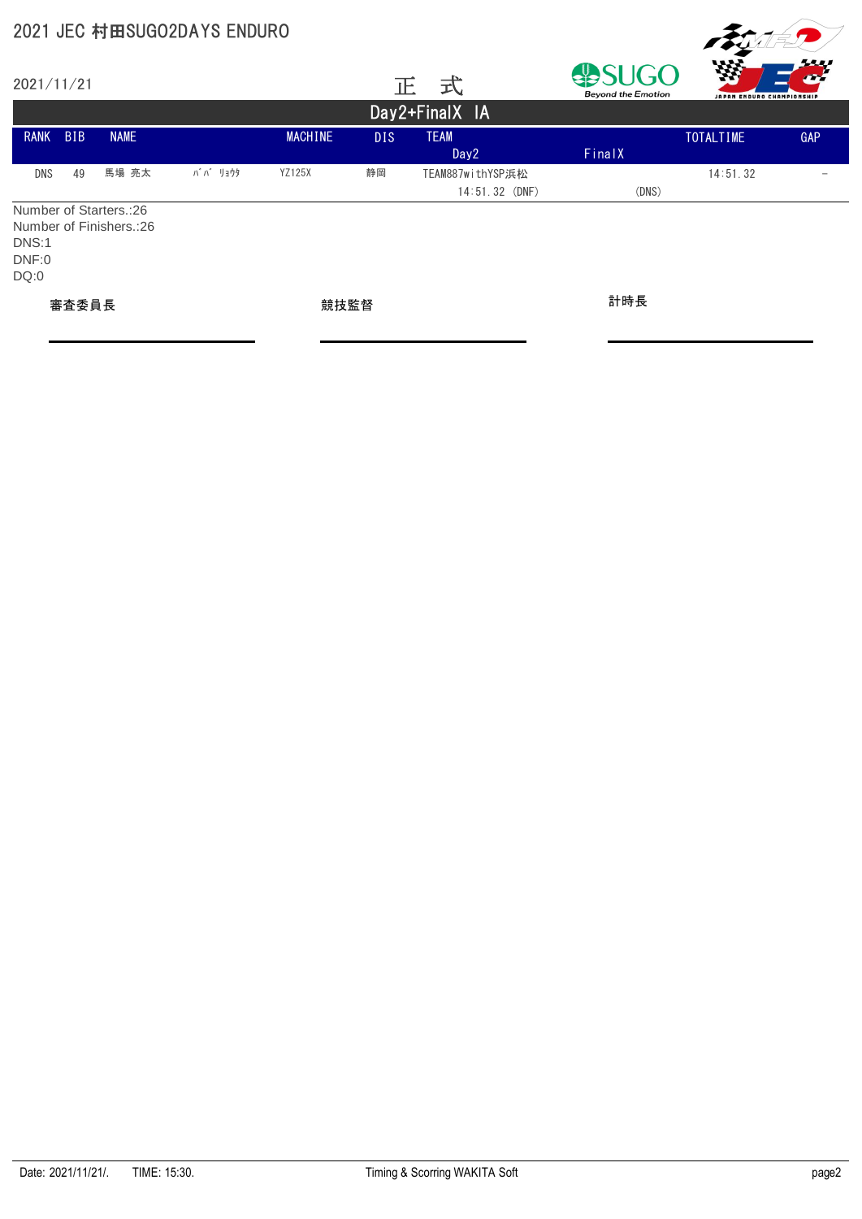# 2021 JEC 村田SUGO2DAYS ENDURO

2021/11/21

正　式

## Day2+FinalX　IA

| RANK | BIB | NAME | | MACHINE | DIS | TEAM | | TOTALTIME | GAP |
|---|---|---|---|---|---|---|---|---|---|
| | | | | | | Day2 | FinalX | | |
| DNS | 49 | 馬場 亮太 | ﾊﾞﾊﾞ ﾘｮｳﾀ | YZ125X | 静岡 | TEAM887withYSP浜松 | | 14:51.32 | – |
| | | | | | | 14:51.32 (DNF) | (DNS) | | |

Number of Starters.:26
Number of Finishers.:26
DNS:1
DNF:0
DQ:0

審査委員長　　　　　競技監督　　　　　計時長

Date: 2021/11/21/.　TIME: 15:30.　　Timing & Scorring WAKITA Soft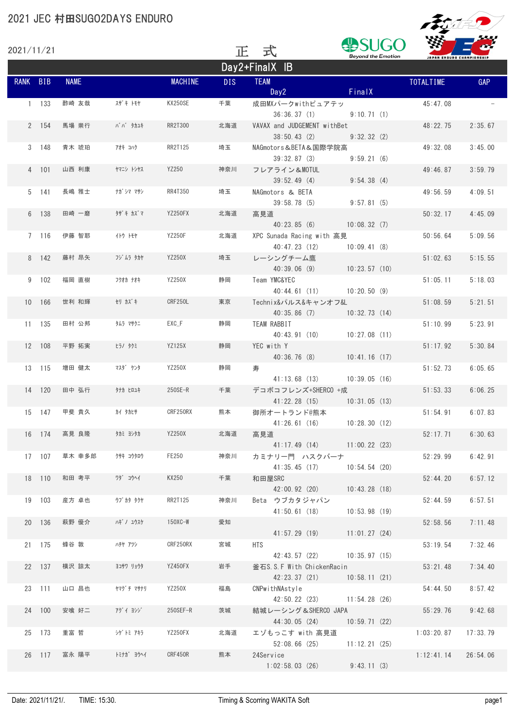# 2021 JEC 村田SUGO2DAYS ENDURO

2021/11/21

正　式

## Day2+FinalX IB

| RANK | BIB | NAME | | MACHINE | DIS | TEAM | | TOTALTIME | GAP |
|---|---|---|---|---|---|---|---|---|---|
| | | | | | | Day2 | FinalX | | |
| 1 | 133 | 酢崎 友哉 | ｽｻﾞｷ ﾄﾓﾔ | KX250SE | 千葉 | 成田MXパークwithピュアテッ | | 45:47.08 | - |
| | | | | | | 36:36.37 (1) | 9:10.71 (1) | | |
| 2 | 154 | 馬場 崇行 | ﾊﾞﾊﾞ ﾀｶﾕｷ | RR2T300 | 北海道 | VAVAX and JUDGEMENT withBet | | 48:22.75 | 2:35.67 |
| | | | | | | 38:50.43 (2) | 9:32.32 (2) | | |
| 3 | 148 | 青木 琥珀 | ｱｵｷ ｺﾊｸ | RR2T125 | 埼玉 | NAGmotors＆BETA＆国際学院高 | | 49:32.08 | 3:45.00 |
| | | | | | | 39:32.87 (3) | 9:59.21 (6) | | |
| 4 | 101 | 山西 利康 | ﾔﾏﾆｼ ﾄｼﾔｽ | YZ250 | 神奈川 | フレアライン＆MOTUL | | 49:46.87 | 3:59.79 |
| | | | | | | 39:52.49 (4) | 9:54.38 (4) | | |
| 5 | 141 | 長嶋 雅士 | ﾅｶﾞｼﾏ ﾏｻｼ | RR4T350 | 埼玉 | NAGmotors ＆ BETA | | 49:56.59 | 4:09.51 |
| | | | | | | 39:58.78 (5) | 9:57.81 (5) | | |
| 6 | 138 | 田崎 一磨 | ﾀｻﾞｷ ｶｽﾞﾏ | YZ250FX | 北海道 | 高見道 | | 50:32.17 | 4:45.09 |
| | | | | | | 40:23.85 (6) | 10:08.32 (7) | | |
| 7 | 116 | 伊藤 智耶 | ｲﾄｳ ﾄﾓﾔ | YZ250F | 北海道 | XPC Sunada Racing with 高見 | | 50:56.64 | 5:09.56 |
| | | | | | | 40:47.23 (12) | 10:09.41 (8) | | |
| 8 | 142 | 藤村 昂矢 | ﾌｼﾞﾑﾗ ﾀｶﾔ | YZ250X | 埼玉 | レーシングチーム鷹 | | 51:02.63 | 5:15.55 |
| | | | | | | 40:39.06 (9) | 10:23.57 (10) | | |
| 9 | 102 | 福岡 直樹 | ﾌｸｵｶ ﾅｵｷ | YZ250X | 静岡 | Team YMC&YEC | | 51:05.11 | 5:18.03 |
| | | | | | | 40:44.61 (11) | 10:20.50 (9) | | |
| 10 | 166 | 世利 和輝 | ｾﾘ ｶｽﾞｷ | CRF250L | 東京 | Technix&パルス&キャンオフ&L | | 51:08.59 | 5:21.51 |
| | | | | | | 40:35.86 (7) | 10:32.73 (14) | | |
| 11 | 135 | 田村 公邦 | ﾀﾑﾗ ﾏｻｸﾆ | EXC_F | 静岡 | TEAM RABBIT | | 51:10.99 | 5:23.91 |
| | | | | | | 40:43.91 (10) | 10:27.08 (11) | | |
| 12 | 108 | 平野 拓実 | ﾋﾗﾉ ﾀｸﾐ | YZ125X | 静岡 | YEC with Y | | 51:17.92 | 5:30.84 |
| | | | | | | 40:36.76 (8) | 10:41.16 (17) | | |
| 13 | 115 | 増田 健太 | ﾏｽﾀﾞ ｹﾝﾀ | YZ250X | 静岡 | 寿 | | 51:52.73 | 6:05.65 |
| | | | | | | 41:13.68 (13) | 10:39.05 (16) | | |
| 14 | 120 | 田中 弘行 | ﾀﾅｶ ﾋﾛﾕｷ | 250SE-R | 千葉 | デコボコフレンズ+SHERCO +成 | | 51:53.33 | 6:06.25 |
| | | | | | | 41:22.28 (15) | 10:31.05 (13) | | |
| 15 | 147 | 甲斐 貴久 | ｶｲ ﾀｶﾋｻ | CRF250RX | 熊本 | 御所オートランド@熊本 | | 51:54.91 | 6:07.83 |
| | | | | | | 41:26.61 (16) | 10:28.30 (12) | | |
| 16 | 174 | 高見 良隆 | ﾀｶﾐ ﾖｼﾀｶ | YZ250X | 北海道 | 高見道 | | 52:17.71 | 6:30.63 |
| | | | | | | 41:17.49 (14) | 11:00.22 (23) | | |
| 17 | 107 | 草木 幸多郎 | ｸｻｷ ｺｳﾀﾛｳ | FE250 | 神奈川 | カミナリー門　ハスクバーナ | | 52:29.99 | 6:42.91 |
| | | | | | | 41:35.45 (17) | 10:54.54 (20) | | |
| 18 | 110 | 和田 考平 | ﾜﾀﾞ ｺｳﾍｲ | KX250 | 千葉 | 和田屋SRC | | 52:44.20 | 6:57.12 |
| | | | | | | 42:00.92 (20) | 10:43.28 (18) | | |
| 19 | 103 | 産方 卓也 | ｳﾌﾞｶﾀ ﾀｸﾔ | RR2T125 | 神奈川 | Beta　ウブカタジャパン | | 52:44.59 | 6:57.51 |
| | | | | | | 41:50.61 (18) | 10:53.98 (19) | | |
| 20 | 136 | 萩野 優介 | ﾊｷﾞﾉ ﾕｳｽｹ | 150XC-W | 愛知 | | | 52:58.56 | 7:11.48 |
| | | | | | | 41:57.29 (19) | 11:01.27 (24) | | |
| 21 | 175 | 蜂谷 敦 | ﾊﾁﾔ ｱﾂｼ | CRF250RX | 宮城 | HTS | | 53:19.54 | 7:32.46 |
| | | | | | | 42:43.57 (22) | 10:35.97 (15) | | |
| 22 | 137 | 横沢 諒太 | ﾖｺｻﾜ ﾘｮｳﾀ | YZ450FX | 岩手 | 釜石S.S.F With ChickenRacin | | 53:21.48 | 7:34.40 |
| | | | | | | 42:23.37 (21) | 10:58.11 (21) | | |
| 23 | 111 | 山口 昌也 | ﾔﾏｸﾞﾁ ﾏｻﾅﾘ | YZ250X | 福島 | CNPwithNAstyle | | 54:44.50 | 8:57.42 |
| | | | | | | 42:50.22 (23) | 11:54.28 (26) | | |
| 24 | 100 | 安喰 好二 | ｱｸﾞｲ ﾖｼｼﾞ | 250SEF-R | 茨城 | 結城レーシング＆SHERCO JAPA | | 55:29.76 | 9:42.68 |
| | | | | | | 44:30.05 (24) | 10:59.71 (22) | | |
| 25 | 173 | 重富 哲 | ｼｹﾞﾄﾐ ｱｷﾗ | YZ250FX | 北海道 | エゾもっこす with 高見道 | | 1:03:20.87 | 17:33.79 |
| | | | | | | 52:08.66 (25) | 11:12.21 (25) | | |
| 26 | 117 | 富永 陽平 | ﾄﾐﾅｶﾞ ﾖｳﾍｲ | CRF450R | 熊本 | 24Service | | 1:12:41.14 | 26:54.06 |
| | | | | | | 1:02:58.03 (26) | 9:43.11 (3) | | |

Date: 2021/11/21/.　TIME: 15:30.　Timing & Scoring WAKITA Soft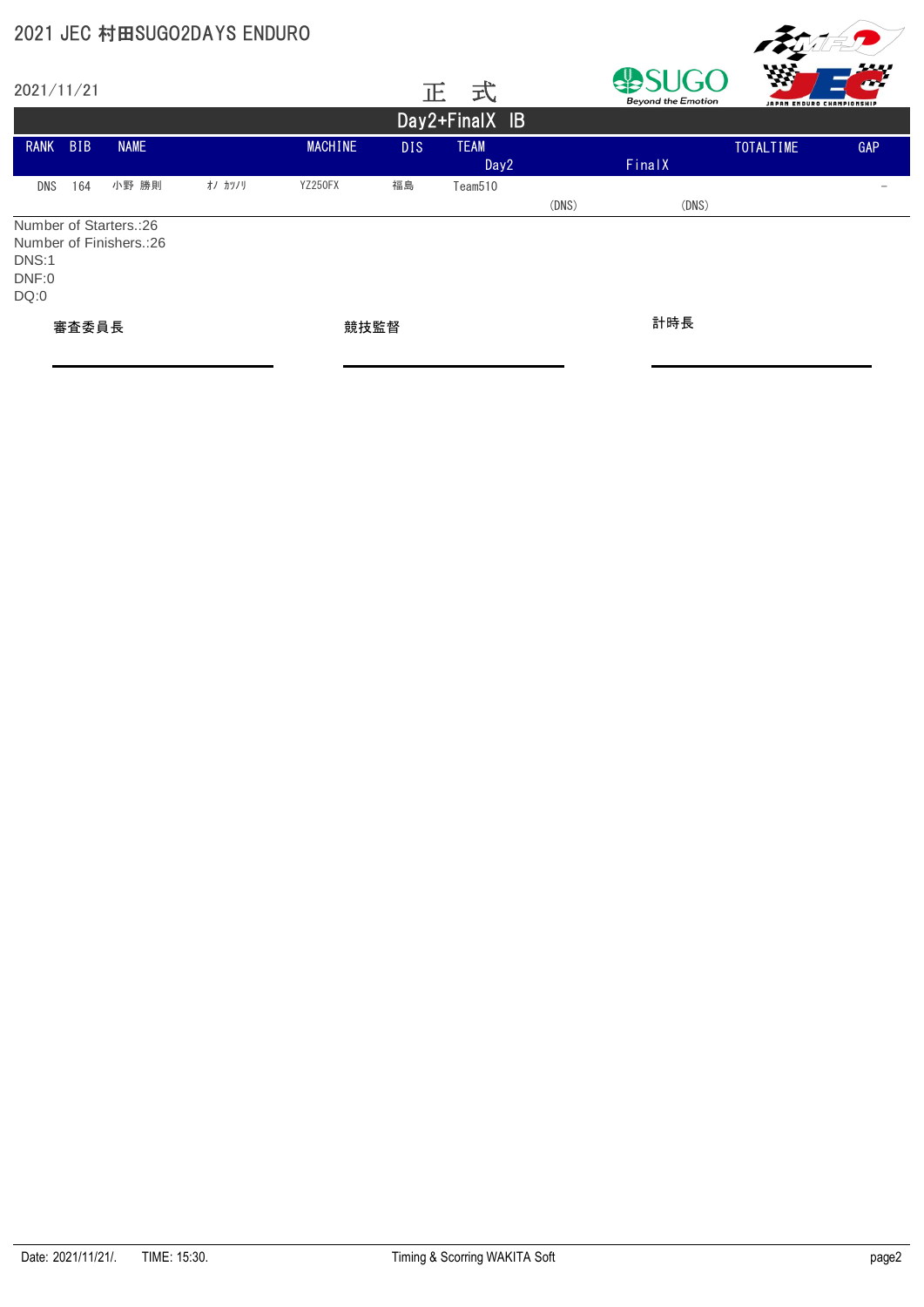# 2021 JEC 村田SUGO2DAYS ENDURO

2021/11/21

正　式

## Day2+FinalX IB

| RANK | BIB | NAME | | MACHINE | DIS | TEAM | | | TOTALTIME | GAP |
|---|---|---|---|---|---|---|---|---|---|---|
| | | | | | | Day2 | | FinalX | | |
| DNS | 164 | 小野 勝則 | ｵﾉ ｶﾂﾉﾘ | YZ250FX | 福島 | Team510 | | | | － |
| | | | | | | | (DNS) | (DNS) | | |

Number of Starters.:26
Number of Finishers.:26
DNS:1
DNF:0
DQ:0

審査委員長　　　　競技監督　　　　計時長

Date: 2021/11/21/.　TIME: 15:30.　Timing & Scoring WAKITA Soft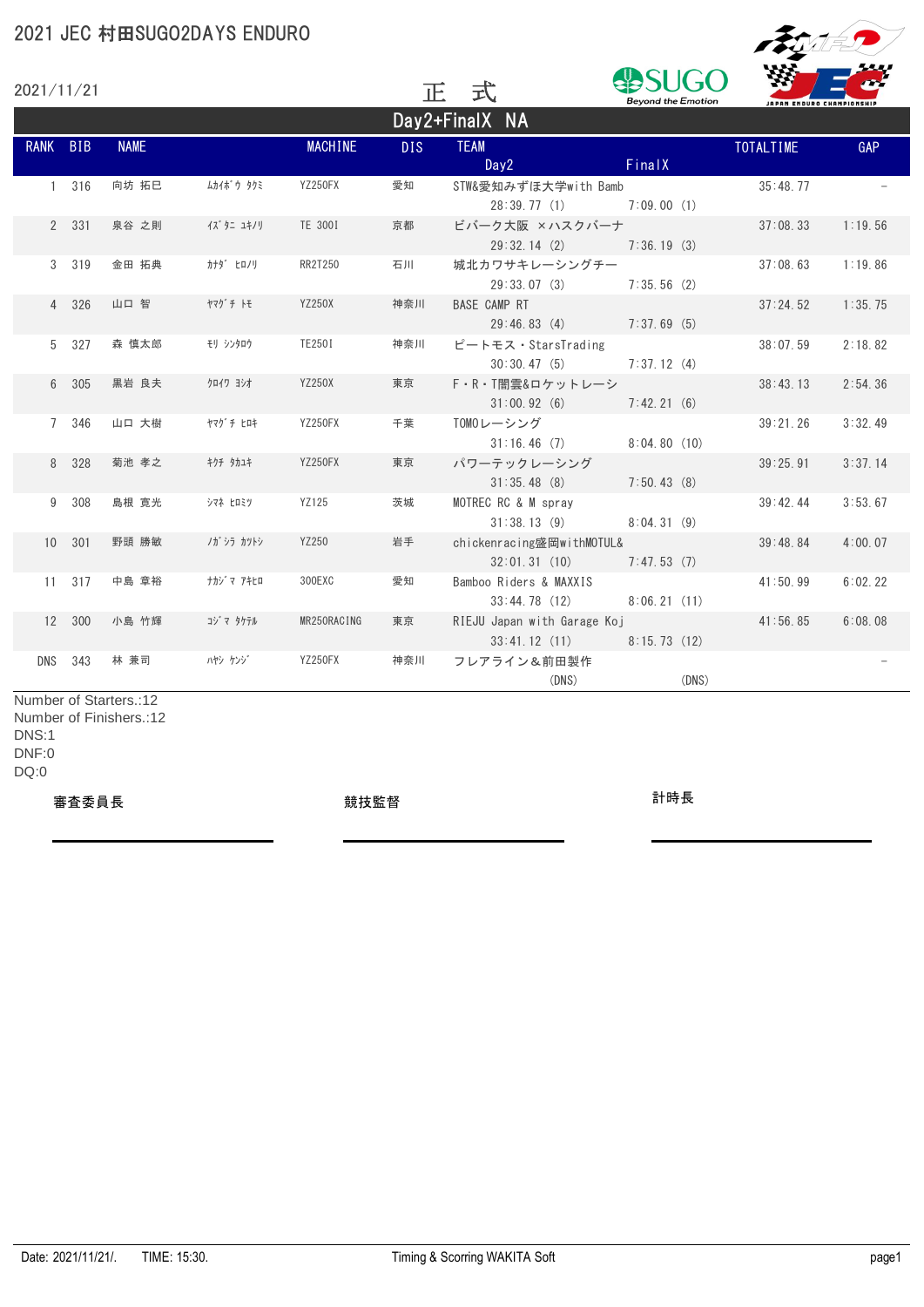# 2021 JEC 村田SUGO2DAYS ENDURO

2021/11/21

正　式

## Day2+FinalX NA

| RANK | BIB | NAME | | MACHINE | DIS | TEAM / Day2 | FinalX | TOTALTIME | GAP |
|---|---|---|---|---|---|---|---|---|---|
| 1 | 316 | 向坊 拓巳 | ﾑｶｲﾎﾞｳ ﾀｸﾐ | YZ250FX | 愛知 | STW&愛知みずほ大学with Bamb<br>28:39.77 (1) | 7:09.00 (1) | 35:48.77 | － |
| 2 | 331 | 泉谷 之則 | ｲｽﾞﾀﾆ ﾕｷﾉﾘ | TE 300I | 京都 | ビバーク大阪 ×ハスクバーナ<br>29:32.14 (2) | 7:36.19 (3) | 37:08.33 | 1:19.56 |
| 3 | 319 | 金田 拓典 | ｶﾅﾀﾞ ﾋﾛﾉﾘ | RR2T250 | 石川 | 城北カワサキレーシングチー<br>29:33.07 (3) | 7:35.56 (2) | 37:08.63 | 1:19.86 |
| 4 | 326 | 山口 智 | ﾔﾏｸﾞﾁ ﾄﾓ | YZ250X | 神奈川 | BASE CAMP RT<br>29:46.83 (4) | 7:37.69 (5) | 37:24.52 | 1:35.75 |
| 5 | 327 | 森 慎太郎 | ﾓﾘ ｼﾝﾀﾛｳ | TE250I | 神奈川 | ピートモス・StarsTrading<br>30:30.47 (5) | 7:37.12 (4) | 38:07.59 | 2:18.82 |
| 6 | 305 | 黒岩 良夫 | ｸﾛｲﾜ ﾖｼｵ | YZ250X | 東京 | F・R・T闇雲&ロケットレーシ<br>31:00.92 (6) | 7:42.21 (6) | 38:43.13 | 2:54.36 |
| 7 | 346 | 山口 大樹 | ﾔﾏｸﾞﾁ ﾋﾛｷ | YZ250FX | 千葉 | TOMOレーシング<br>31:16.46 (7) | 8:04.80 (10) | 39:21.26 | 3:32.49 |
| 8 | 328 | 菊池 孝之 | ｷｸﾁ ﾀｶﾕｷ | YZ250FX | 東京 | パワーテックレーシング<br>31:35.48 (8) | 7:50.43 (8) | 39:25.91 | 3:37.14 |
| 9 | 308 | 島根 寛光 | ｼﾏﾈ ﾋﾛﾐﾂ | YZ125 | 茨城 | MOTREC RC & M spray<br>31:38.13 (9) | 8:04.31 (9) | 39:42.44 | 3:53.67 |
| 10 | 301 | 野頭 勝敏 | ﾉｶﾞｼﾗ ｶﾂﾄｼ | YZ250 | 岩手 | chickenracing盛岡withMOTUL&<br>32:01.31 (10) | 7:47.53 (7) | 39:48.84 | 4:00.07 |
| 11 | 317 | 中島 章裕 | ﾅｶｼﾞﾏ ｱｷﾋﾛ | 300EXC | 愛知 | Bamboo Riders & MAXXIS<br>33:44.78 (12) | 8:06.21 (11) | 41:50.99 | 6:02.22 |
| 12 | 300 | 小島 竹輝 | ｺｼﾞﾏ ﾀｹﾃﾙ | MR250RACING | 東京 | RIEJU Japan with Garage Koj<br>33:41.12 (11) | 8:15.73 (12) | 41:56.85 | 6:08.08 |
| DNS | 343 | 林 兼司 | ﾊﾔｼ ｹﾝｼﾞ | YZ250FX | 神奈川 | フレアライン&前田製作<br>(DNS) | (DNS) | | － |

Number of Starters.:12
Number of Finishers.:12
DNS:1
DNF:0
DQ:0

審査委員長　　　　競技監督　　　　計時長

Date: 2021/11/21/.　TIME: 15:30.　　Timing & Scoring WAKITA Soft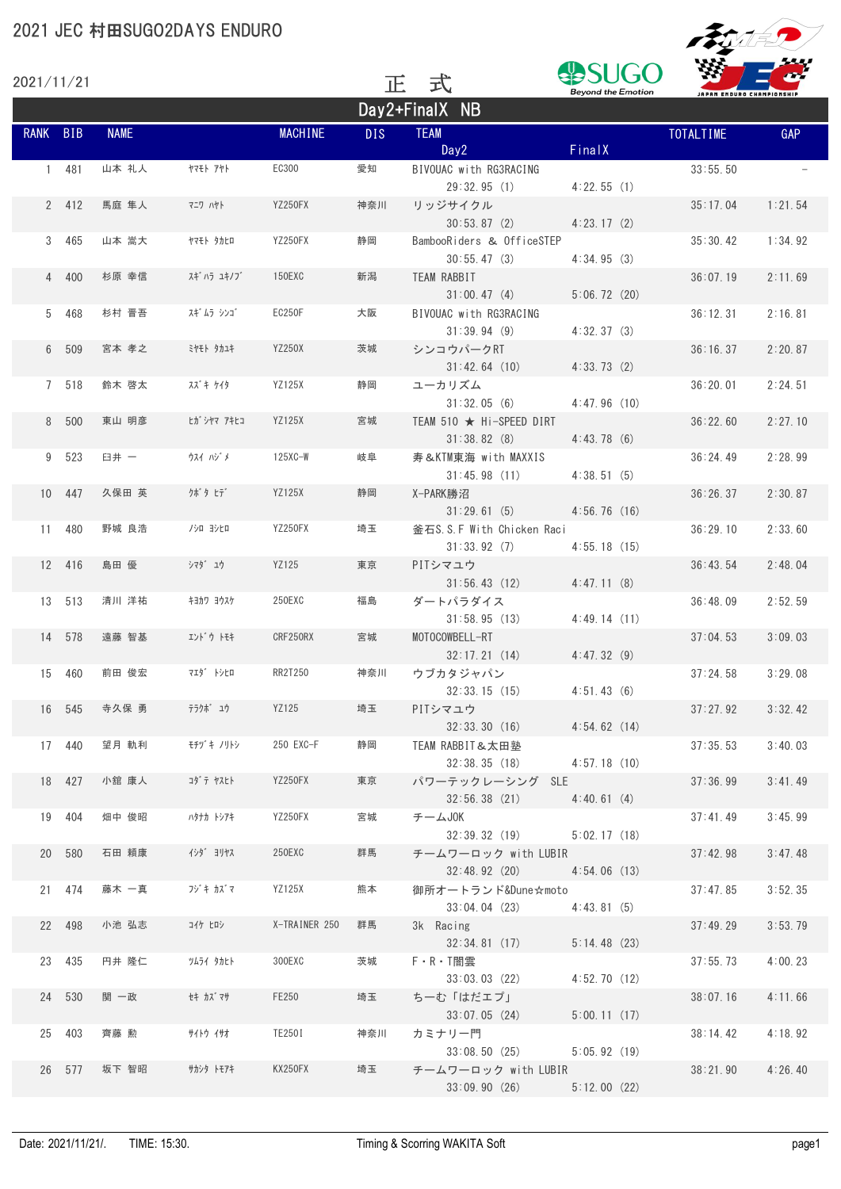# 2021 JEC 村田SUGO2DAYS ENDURO

2021/11/21

正 式

## Day2+FinalX NB

| RANK | BIB | NAME | | MACHINE | DIS | TEAM / Day2 | FinalX | TOTALTIME | GAP |
|---|---|---|---|---|---|---|---|---|---|
| 1 | 481 | 山本 礼人 | ﾔﾏﾓﾄ ｱﾔﾄ | EC300 | 愛知 | BIVOUAC with RG3RACING<br>29:32.95 (1) | 4:22.55 (1) | 33:55.50 | - |
| 2 | 412 | 馬庭 隼人 | ﾏﾆﾜ ﾊﾔﾄ | YZ250FX | 神奈川 | リッジサイクル<br>30:53.87 (2) | 4:23.17 (2) | 35:17.04 | 1:21.54 |
| 3 | 465 | 山本 嵩大 | ﾔﾏﾓﾄ ﾀｶﾋﾛ | YZ250FX | 静岡 | BambooRiders & OfficeSTEP<br>30:55.47 (3) | 4:34.95 (3) | 35:30.42 | 1:34.92 |
| 4 | 400 | 杉原 幸信 | ｽｷﾞﾊﾗ ﾕｷﾉﾌﾞ | 150EXC | 新潟 | TEAM RABBIT<br>31:00.47 (4) | 5:06.72 (20) | 36:07.19 | 2:11.69 |
| 5 | 468 | 杉村 晋吾 | ｽｷﾞﾑﾗ ｼﾝｺﾞ | EC250F | 大阪 | BIVOUAC with RG3RACING<br>31:39.94 (9) | 4:32.37 (3) | 36:12.31 | 2:16.81 |
| 6 | 509 | 宮本 孝之 | ﾐﾔﾓﾄ ﾀｶﾕｷ | YZ250X | 茨城 | シンコウパークRT<br>31:42.64 (10) | 4:33.73 (2) | 36:16.37 | 2:20.87 |
| 7 | 518 | 鈴木 啓太 | ｽｽﾞｷ ｹｲﾀ | YZ125X | 静岡 | ユーカリズム<br>31:32.05 (6) | 4:47.96 (10) | 36:20.01 | 2:24.51 |
| 8 | 500 | 東山 明彦 | ﾋｶﾞｼﾔﾏ ｱｷﾋｺ | YZ125X | 宮城 | TEAM 510 ★ Hi-SPEED DIRT<br>31:38.82 (8) | 4:43.78 (6) | 36:22.60 | 2:27.10 |
| 9 | 523 | 臼井 一 | ｳｽｲ ﾊｼﾞﾒ | 125XC-W | 岐阜 | 寿&KTM東海 with MAXXIS<br>31:45.98 (11) | 4:38.51 (5) | 36:24.49 | 2:28.99 |
| 10 | 447 | 久保田 英 | ｸﾎﾞﾀ ﾋﾃﾞ | YZ125X | 静岡 | X-PARK勝沼<br>31:29.61 (5) | 4:56.76 (16) | 36:26.37 | 2:30.87 |
| 11 | 480 | 野城 良浩 | ﾉｼﾛ ﾖｼﾋﾛ | YZ250FX | 埼玉 | 釜石S.S.F With Chicken Raci<br>31:33.92 (7) | 4:55.18 (15) | 36:29.10 | 2:33.60 |
| 12 | 416 | 島田 優 | ｼﾏﾀﾞ ﾕｳ | YZ125 | 東京 | PITシマユウ<br>31:56.43 (12) | 4:47.11 (8) | 36:43.54 | 2:48.04 |
| 13 | 513 | 清川 洋祐 | ｷﾖｶﾜ ﾖｳｽｹ | 250EXC | 福島 | ダートパラダイス<br>31:58.95 (13) | 4:49.14 (11) | 36:48.09 | 2:52.59 |
| 14 | 578 | 遠藤 智基 | ｴﾝﾄﾞｳ ﾄﾓｷ | CRF250RX | 宮城 | MOTOCOWBELL-RT<br>32:17.21 (14) | 4:47.32 (9) | 37:04.53 | 3:09.03 |
| 15 | 460 | 前田 俊宏 | ﾏｴﾀﾞ ﾄｼﾋﾛ | RR2T250 | 神奈川 | ウブカタジャパン<br>32:33.15 (15) | 4:51.43 (6) | 37:24.58 | 3:29.08 |
| 16 | 545 | 寺久保 勇 | ﾃﾗｸﾎﾞ ﾕｳ | YZ125 | 埼玉 | PITシマユウ<br>32:33.30 (16) | 4:54.62 (14) | 37:27.92 | 3:32.42 |
| 17 | 440 | 望月 勅利 | ﾓﾁﾂﾞｷ ﾉﾘﾄｼ | 250 EXC-F | 静岡 | TEAM RABBIT&太田塾<br>32:38.35 (18) | 4:57.18 (10) | 37:35.53 | 3:40.03 |
| 18 | 427 | 小舘 康人 | ｺﾀﾞﾃ ﾔｽﾋﾄ | YZ250FX | 東京 | パワーテックレーシング SLE<br>32:56.38 (21) | 4:40.61 (4) | 37:36.99 | 3:41.49 |
| 19 | 404 | 畑中 俊昭 | ﾊﾀﾅｶ ﾄｼｱｷ | YZ250FX | 宮城 | チームJOK<br>32:39.32 (19) | 5:02.17 (18) | 37:41.49 | 3:45.99 |
| 20 | 580 | 石田 頼康 | ｲｼﾀﾞ ﾖﾘﾔｽ | 250EXC | 群馬 | チームワーロック with LUBIR<br>32:48.92 (20) | 4:54.06 (13) | 37:42.98 | 3:47.48 |
| 21 | 474 | 藤木 一真 | ﾌｼﾞｷ ｶｽﾞﾏ | YZ125X | 熊本 | 御所オートランド&Dune☆moto<br>33:04.04 (23) | 4:43.81 (5) | 37:47.85 | 3:52.35 |
| 22 | 498 | 小池 弘志 | ｺｲｹ ﾋﾛｼ | X-TRAINER 250 | 群馬 | 3k Racing<br>32:34.81 (17) | 5:14.48 (23) | 37:49.29 | 3:53.79 |
| 23 | 435 | 円井 隆仁 | ﾂﾑﾗｲ ﾀｶﾋﾄ | 300EXC | 茨城 | F・R・T闇雲<br>33:03.03 (22) | 4:52.70 (12) | 37:55.73 | 4:00.23 |
| 24 | 530 | 関 一政 | ｾｷ ｶｽﾞﾏｻ | FE250 | 埼玉 | ちーむ「はだエプ」<br>33:07.05 (24) | 5:00.11 (17) | 38:07.16 | 4:11.66 |
| 25 | 403 | 齊藤 勲 | ｻｲﾄｳ ｲｻｵ | TE250I | 神奈川 | カミナリー門<br>33:08.50 (25) | 5:05.92 (19) | 38:14.42 | 4:18.92 |
| 26 | 577 | 坂下 智昭 | ｻｶｼﾀ ﾄﾓｱｷ | KX250FX | 埼玉 | チームワーロック with LUBIR<br>33:09.90 (26) | 5:12.00 (22) | 38:21.90 | 4:26.40 |

Date: 2021/11/21/. TIME: 15:30. Timing & Scoring WAKITA Soft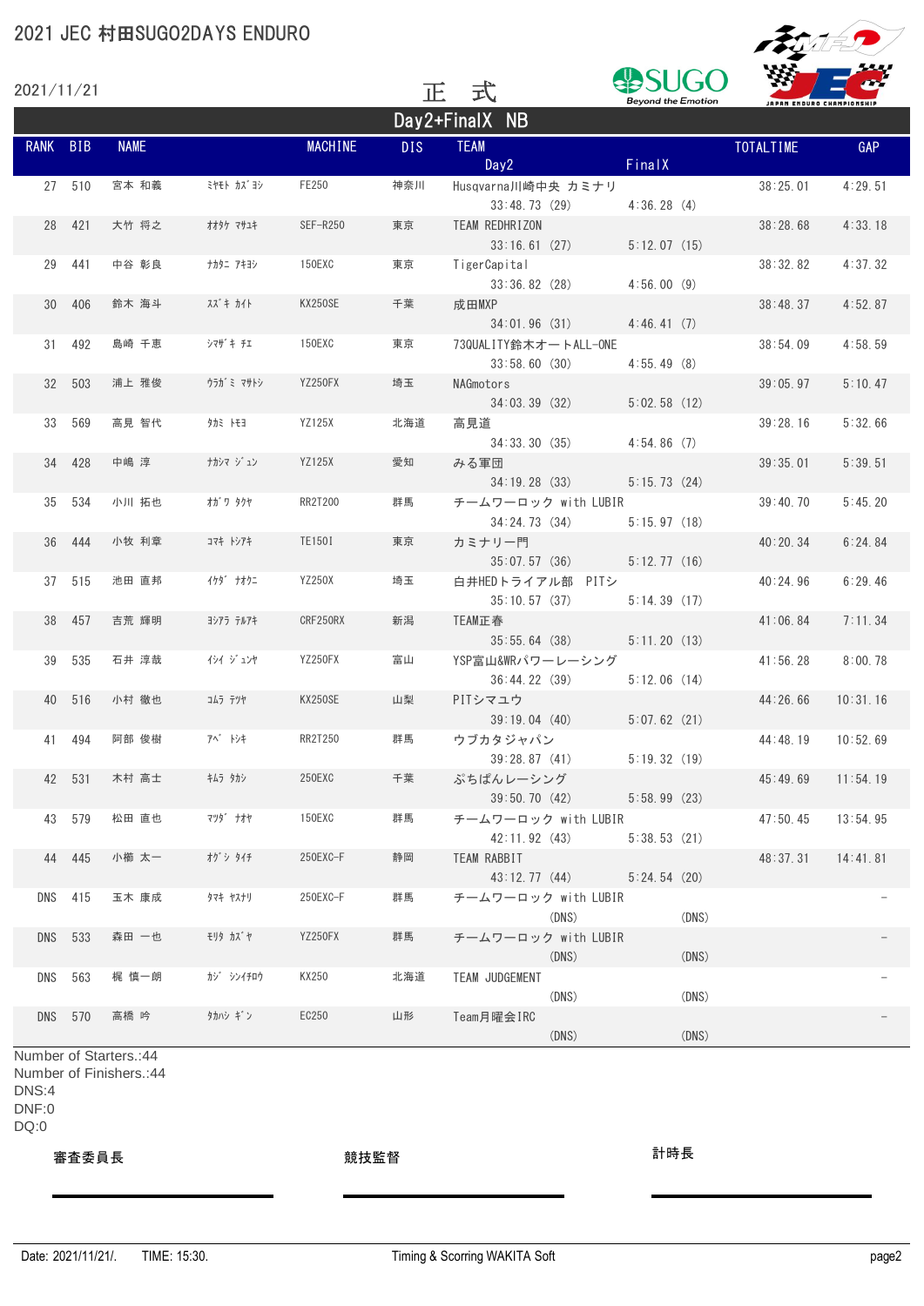# 2021 JEC 村田SUGO2DAYS ENDURO

2021/11/21

正　式

## Day2+FinalX NB

| RANK | BIB | NAME | | MACHINE | DIS | TEAM / Day2 | FinalX | TOTALTIME | GAP |
|---|---|---|---|---|---|---|---|---|---|
| 27 | 510 | 宮本 和義 | ﾐﾔﾓﾄ ｶｽﾞﾖｼ | FE250 | 神奈川 | Husqvarna川崎中央 カミナリ<br>33:48.73 (29) | 4:36.28 (4) | 38:25.01 | 4:29.51 |
| 28 | 421 | 大竹 将之 | ｵｵﾀｹ ﾏｻﾕｷ | SEF-R250 | 東京 | TEAM REDHRIZON<br>33:16.61 (27) | 5:12.07 (15) | 38:28.68 | 4:33.18 |
| 29 | 441 | 中谷 彰良 | ﾅｶﾀﾆ ｱｷﾖｼ | 150EXC | 東京 | TigerCapital<br>33:36.82 (28) | 4:56.00 (9) | 38:32.82 | 4:37.32 |
| 30 | 406 | 鈴木 海斗 | ｽｽﾞｷ ｶｲﾄ | KX250SE | 千葉 | 成田MXP<br>34:01.96 (31) | 4:46.41 (7) | 38:48.37 | 4:52.87 |
| 31 | 492 | 島崎 千恵 | ｼﾏｻﾞｷ ﾁｴ | 150EXC | 東京 | 73QUALITY鈴木オートALL-ONE<br>33:58.60 (30) | 4:55.49 (8) | 38:54.09 | 4:58.59 |
| 32 | 503 | 浦上 雅俊 | ｳﾗｶﾞﾐ ﾏｻﾄｼ | YZ250FX | 埼玉 | NAGmotors<br>34:03.39 (32) | 5:02.58 (12) | 39:05.97 | 5:10.47 |
| 33 | 569 | 高見 智代 | ﾀｶﾐ ﾄﾓﾖ | YZ125X | 北海道 | 高見道<br>34:33.30 (35) | 4:54.86 (7) | 39:28.16 | 5:32.66 |
| 34 | 428 | 中嶋 淳 | ﾅｶｼﾏ ｼﾞｭﾝ | YZ125X | 愛知 | みる軍団<br>34:19.28 (33) | 5:15.73 (24) | 39:35.01 | 5:39.51 |
| 35 | 534 | 小川 拓也 | ｵｶﾞﾜ ﾀｸﾔ | RR2T200 | 群馬 | チームワーロック with LUBIR<br>34:24.73 (34) | 5:15.97 (18) | 39:40.70 | 5:45.20 |
| 36 | 444 | 小牧 利章 | ｺﾏｷ ﾄｼｱｷ | TE150I | 東京 | カミナリ一門<br>35:07.57 (36) | 5:12.77 (16) | 40:20.34 | 6:24.84 |
| 37 | 515 | 池田 直邦 | ｲｹﾀﾞ ﾅｵｸﾆ | YZ250X | 埼玉 | 白井HEDトライアル部 PITシ<br>35:10.57 (37) | 5:14.39 (17) | 40:24.96 | 6:29.46 |
| 38 | 457 | 吉荒 輝明 | ﾖｼｱﾗ ﾃﾙｱｷ | CRF250RX | 新潟 | TEAM正春<br>35:55.64 (38) | 5:11.20 (13) | 41:06.84 | 7:11.34 |
| 39 | 535 | 石井 淳哉 | ｲｼｲ ｼﾞｭﾝﾔ | YZ250FX | 富山 | YSP富山&WRパワーレーシング<br>36:44.22 (39) | 5:12.06 (14) | 41:56.28 | 8:00.78 |
| 40 | 516 | 小村 徹也 | ｺﾑﾗ ﾃﾂﾔ | KX250SE | 山梨 | PITシマユウ<br>39:19.04 (40) | 5:07.62 (21) | 44:26.66 | 10:31.16 |
| 41 | 494 | 阿部 俊樹 | ｱﾍﾞ ﾄｼｷ | RR2T250 | 群馬 | ウブカタジャパン<br>39:28.87 (41) | 5:19.32 (19) | 44:48.19 | 10:52.69 |
| 42 | 531 | 木村 高士 | ｷﾑﾗ ﾀｶｼ | 250EXC | 千葉 | ぷちぱんレーシング<br>39:50.70 (42) | 5:58.99 (23) | 45:49.69 | 11:54.19 |
| 43 | 579 | 松田 直也 | ﾏﾂﾀﾞ ﾅｵﾔ | 150EXC | 群馬 | チームワーロック with LUBIR<br>42:11.92 (43) | 5:38.53 (21) | 47:50.45 | 13:54.95 |
| 44 | 445 | 小櫛 太一 | ｵｸﾞｼ ﾀｲﾁ | 250EXC-F | 静岡 | TEAM RABBIT<br>43:12.77 (44) | 5:24.54 (20) | 48:37.31 | 14:41.81 |
| DNS | 415 | 玉木 康成 | ﾀﾏｷ ﾔｽﾅﾘ | 250EXC-F | 群馬 | チームワーロック with LUBIR<br>(DNS) | (DNS) | | – |
| DNS | 533 | 森田 一也 | ﾓﾘﾀ ｶｽﾞﾔ | YZ250FX | 群馬 | チームワーロック with LUBIR<br>(DNS) | (DNS) | | – |
| DNS | 563 | 梶 慎一朗 | ｶｼﾞ ｼﾝｲﾁﾛｳ | KX250 | 北海道 | TEAM JUDGEMENT<br>(DNS) | (DNS) | | – |
| DNS | 570 | 高橋 吟 | ﾀｶﾊｼ ｷﾞﾝ | EC250 | 山形 | Team月曜会IRC<br>(DNS) | (DNS) | | – |

Number of Starters.:44
Number of Finishers.:44
DNS:4
DNF:0
DQ:0

審査委員長　　　　競技監督　　　　計時長

Date: 2021/11/21/.　TIME: 15:30.　　Timing & Scoring WAKITA Soft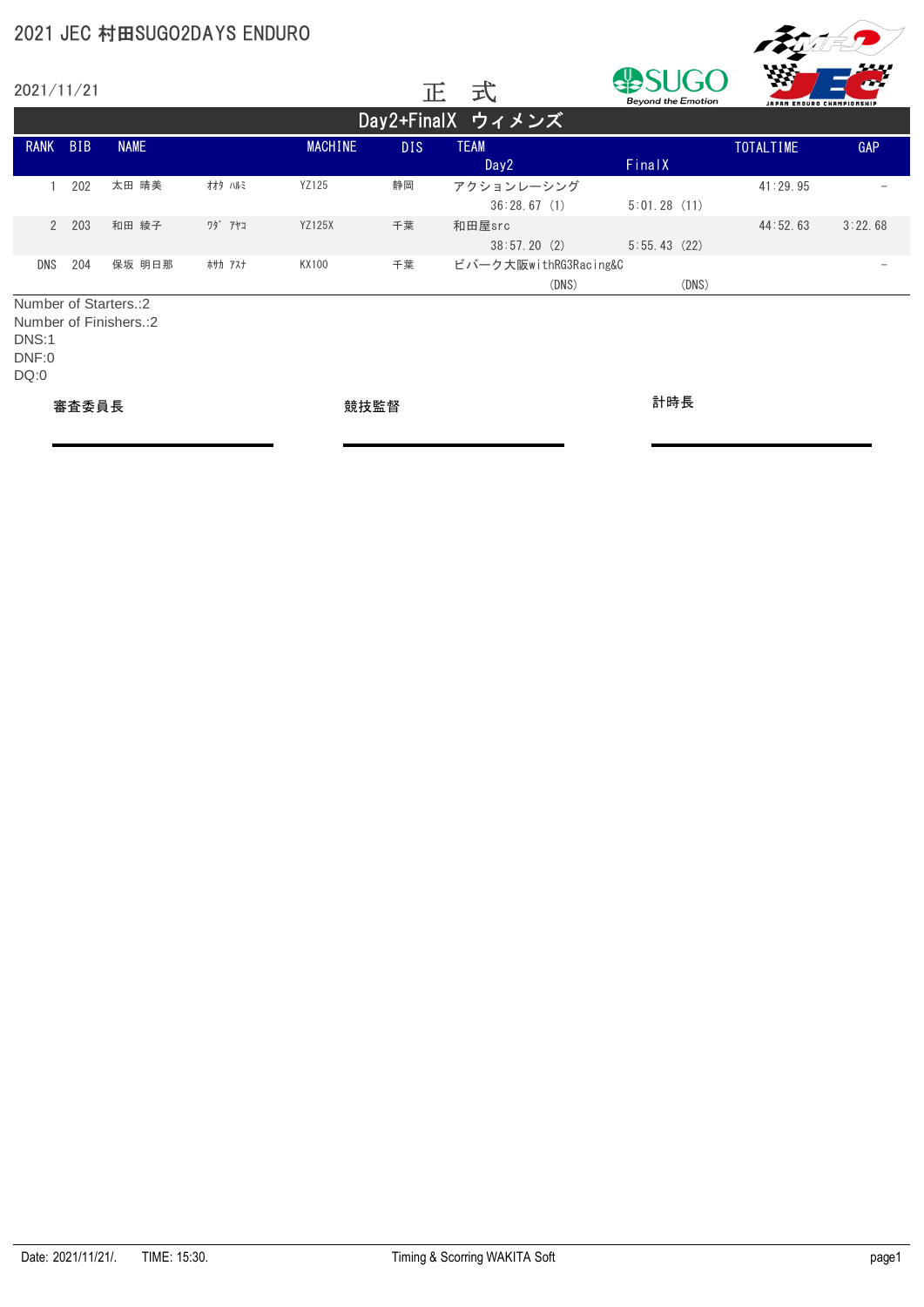# 2021 JEC 村田SUGO2DAYS ENDURO

2021/11/21

正 式

## Day2+FinalX ウィメンズ

| RANK | BIB | NAME | | MACHINE | DIS | TEAM / Day2 | FinalX | TOTALTIME | GAP |
|---|---|---|---|---|---|---|---|---|---|
| 1 | 202 | 太田 晴美 | ｵｵﾀ ﾊﾙﾐ | YZ125 | 静岡 | アクションレーシング<br>36:28.67 (1) | 5:01.28 (11) | 41:29.95 | - |
| 2 | 203 | 和田 綾子 | ﾜﾀﾞ ｱﾔｺ | YZ125X | 千葉 | 和田屋src<br>38:57.20 (2) | 5:55.43 (22) | 44:52.63 | 3:22.68 |
| DNS | 204 | 保坂 明日那 | ﾎｻｶ ｱｽﾅ | KX100 | 千葉 | ビバーク大阪withRG3Racing&C<br>(DNS) | (DNS) | | - |

Number of Starters.:2
Number of Finishers.:2
DNS:1
DNF:0
DQ:0

審査委員長 ____________________

競技監督 ____________________

計時長 ____________________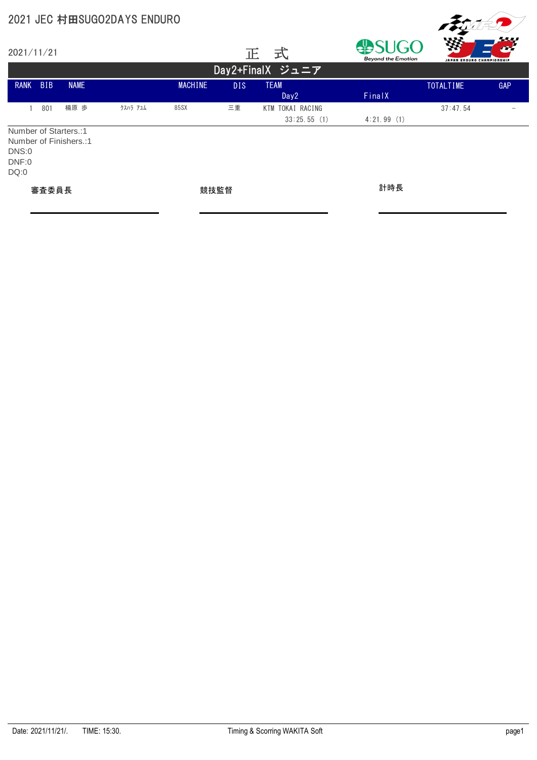2021 JEC 村田SUGO2DAYS ENDURO

2021/11/21

正　式

## Day2+FinalX ジュニア

| RANK | BIB | NAME | | MACHINE | DIS | TEAM / Day2 | FinalX | TOTALTIME | GAP |
|---|---|---|---|---|---|---|---|---|---|
| 1 | 801 | 楠原 歩 | ｸｽﾊﾗ ｱﾕﾑ | 85SX | 三重 | KTM TOKAI RACING / 33:25.55 (1) | 4:21.99 (1) | 37:47.54 | - |

Number of Starters.:1
Number of Finishers.:1
DNS:0
DNF:0
DQ:0

審査委員長　　　　競技監督　　　　計時長

Date: 2021/11/21/.　TIME: 15:30.　Timing & Scorring WAKITA Soft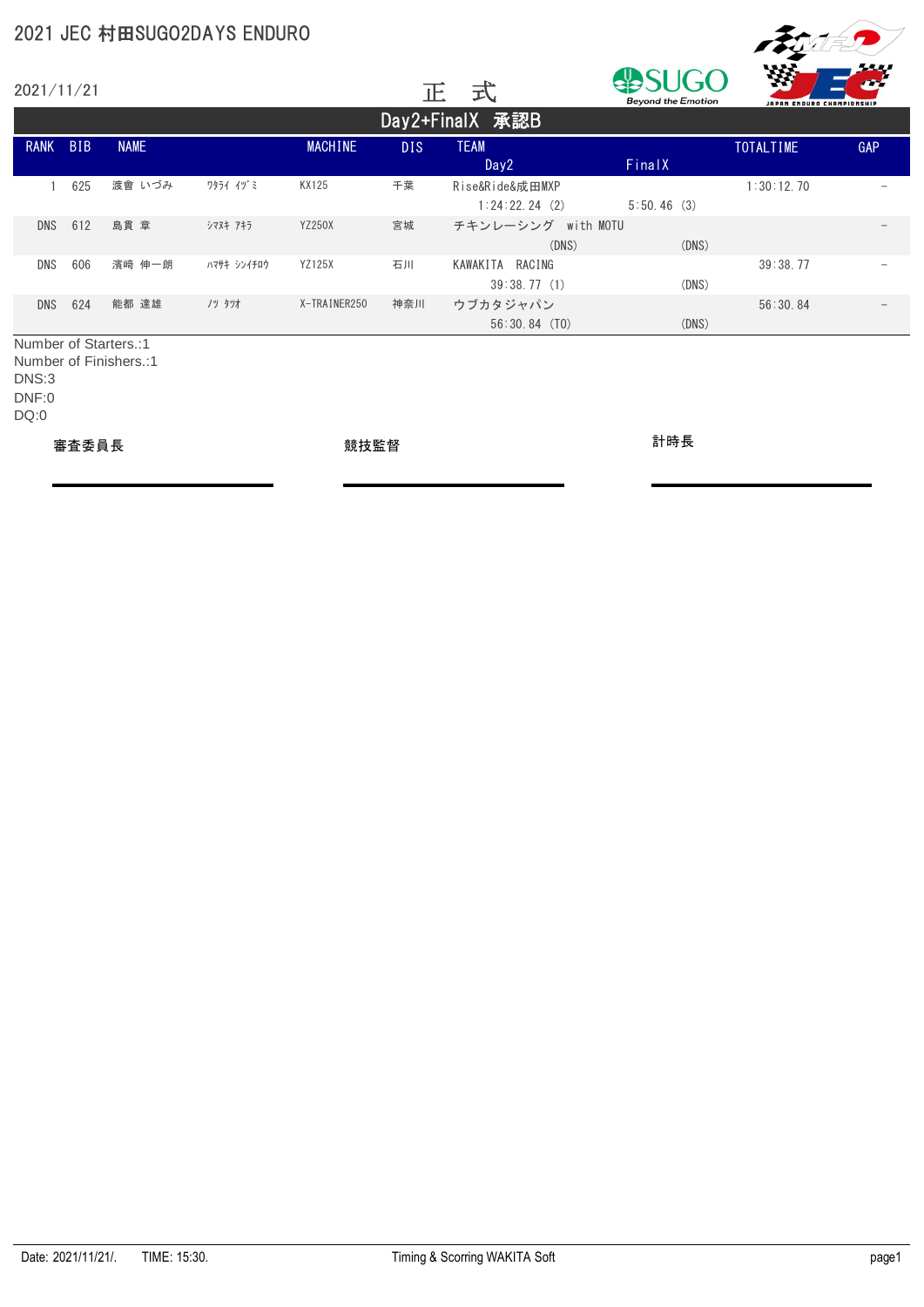# 2021 JEC 村田SUGO2DAYS ENDURO

2021/11/21

正　式

## Day2+FinalX　承認B

| RANK | BIB | NAME | | MACHINE | DIS | TEAM / Day2 | FinalX | TOTALTIME | GAP |
|---|---|---|---|---|---|---|---|---|---|
| 1 | 625 | 渡會 いづみ | ﾜﾀﾗｲ ｲｽﾞﾐ | KX125 | 千葉 | Rise&Ride&成田MXP<br>1:24:22.24 (2) | 5:50.46 (3) | 1:30:12.70 | – |
| DNS | 612 | 島貫 章 | ｼﾏﾇｷ ｱｷﾗ | YZ250X | 宮城 | チキンレーシング　with MOTU<br>(DNS) | (DNS) | | – |
| DNS | 606 | 濱崎 伸一朗 | ﾊﾏｻｷ ｼﾝｲﾁﾛｳ | YZ125X | 石川 | KAWAKITA　RACING<br>39:38.77 (1) | (DNS) | 39:38.77 | – |
| DNS | 624 | 能都 達雄 | ﾉﾂ ﾀﾂｵ | X-TRAINER250 | 神奈川 | ウブカタジャパン<br>56:30.84 (TO) | (DNS) | 56:30.84 | – |

Number of Starters.:1
Number of Finishers.:1
DNS:3
DNF:0
DQ:0

審査委員長　　　　競技監督　　　　計時長

Date: 2021/11/21/.　TIME: 15:30.　Timing & Scoring WAKITA Soft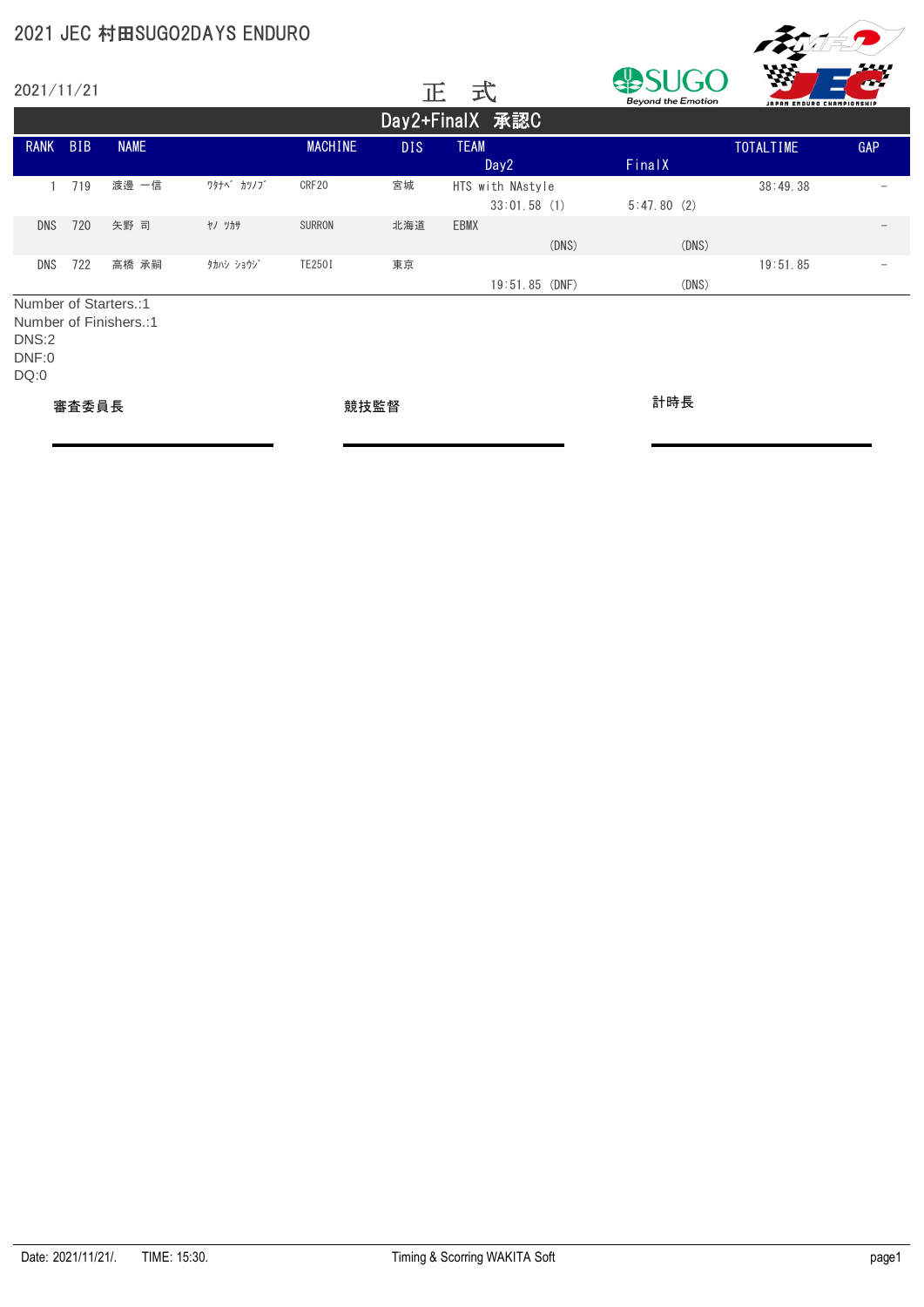# 2021 JEC 村田SUGO2DAYS ENDURO

2021/11/21

正　式

## Day2+FinalX　承認C

| RANK | BIB | NAME | | MACHINE | DIS | TEAM / Day2 | FinalX | TOTALTIME | GAP |
|---|---|---|---|---|---|---|---|---|---|
| 1 | 719 | 渡邊 一信 | ﾜﾀﾅﾍﾞ ｶｽﾞﾉﾌﾞ | CRF20 | 宮城 | HTS with NAstyle<br>33:01.58 (1) | 5:47.80 (2) | 38:49.38 | − |
| DNS | 720 | 矢野 司 | ﾔﾉ ﾂｶｻ | SURRON | 北海道 | EBMX<br>(DNS) | (DNS) | | − |
| DNS | 722 | 高橋 承嗣 | ﾀｶﾊｼ ｼｮｳｼﾞ | TE250I | 東京 | 19:51.85 (DNF) | (DNS) | 19:51.85 | − |

Number of Starters.:1
Number of Finishers.:1
DNS:2
DNF:0
DQ:0

審査委員長　　　　競技監督　　　　計時長

Date: 2021/11/21/.　TIME: 15:30.　Timing & Scorring WAKITA Soft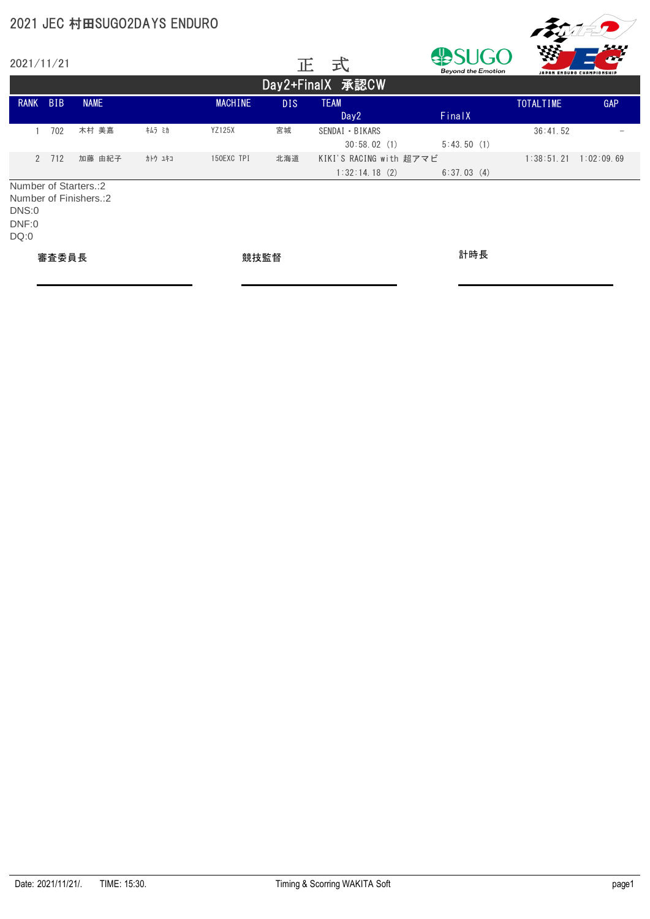# 2021 JEC 村田SUGO2DAYS ENDURO

2021/11/21

正　式

## Day2+FinalX　承認CW

| RANK | BIB | NAME | | MACHINE | DIS | TEAM | | TOTALTIME | GAP |
|---|---|---|---|---|---|---|---|---|---|
| | | | | | | Day2 | FinalX | | |
| 1 | 702 | 木村 美嘉 | ｷﾑﾗ ﾐｶ | YZ125X | 宮城 | SENDAI・BIKARS | | 36:41.52 | － |
| | | | | | | 30:58.02 (1) | 5:43.50 (1) | | |
| 2 | 712 | 加藤 由紀子 | ｶﾄｳ ﾕｷｺ | 150EXC TPI | 北海道 | KIKI'S RACING with 超アマビ | | 1:38:51.21 | 1:02:09.69 |
| | | | | | | 1:32:14.18 (2) | 6:37.03 (4) | | |

Number of Starters.:2
Number of Finishers.:2
DNS:0
DNF:0
DQ:0

審査委員長　　　　競技監督　　　　計時長

Date: 2021/11/21/.　TIME: 15:30.　Timing & Scoring WAKITA Soft